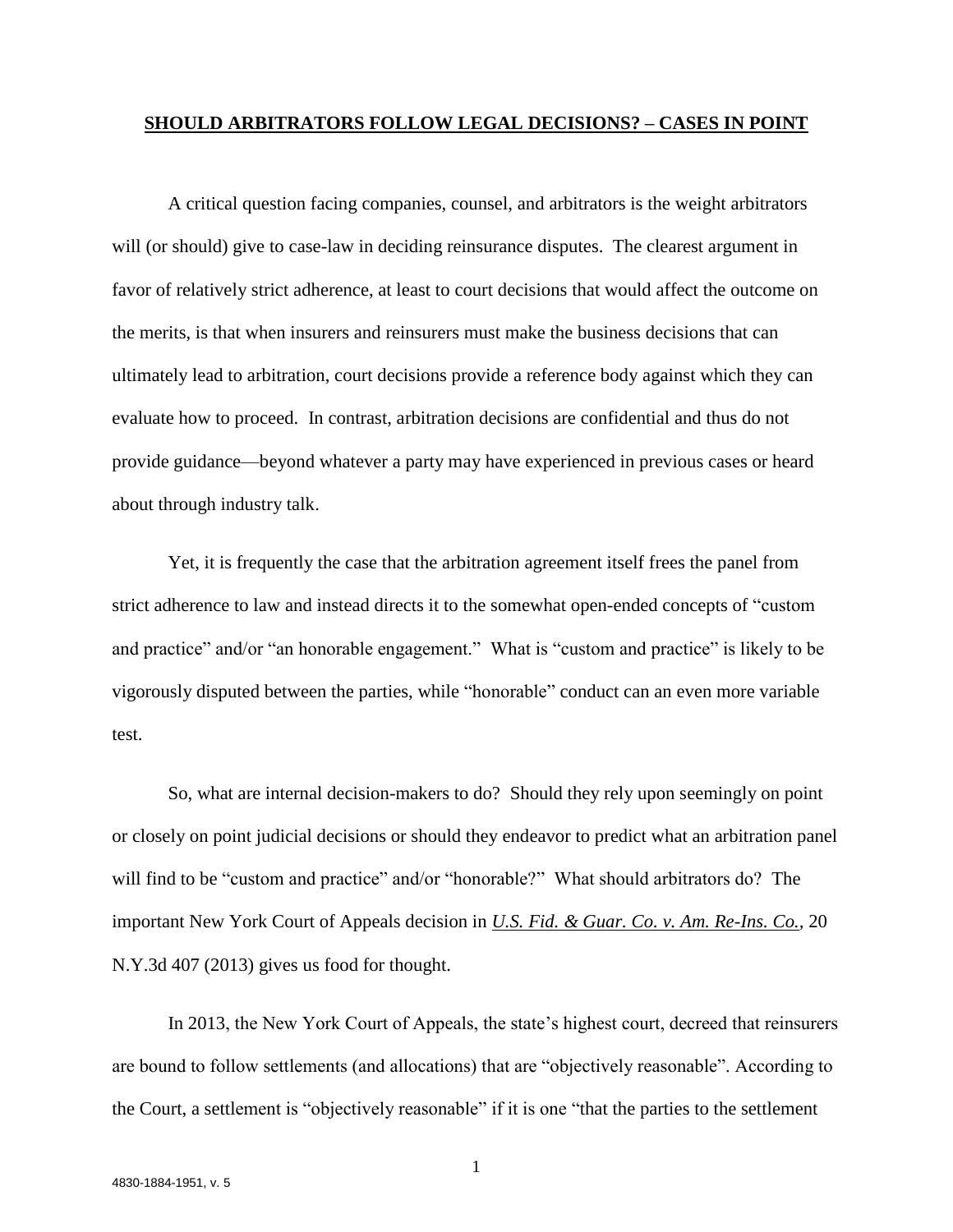# **SHOULD ARBITRATORS FOLLOW LEGAL DECISIONS? – CASES IN POINT**

A critical question facing companies, counsel, and arbitrators is the weight arbitrators will (or should) give to case-law in deciding reinsurance disputes. The clearest argument in favor of relatively strict adherence, at least to court decisions that would affect the outcome on the merits, is that when insurers and reinsurers must make the business decisions that can ultimately lead to arbitration, court decisions provide a reference body against which they can evaluate how to proceed. In contrast, arbitration decisions are confidential and thus do not provide guidance—beyond whatever a party may have experienced in previous cases or heard about through industry talk.

Yet, it is frequently the case that the arbitration agreement itself frees the panel from strict adherence to law and instead directs it to the somewhat open-ended concepts of "custom and practice" and/or "an honorable engagement." What is "custom and practice" is likely to be vigorously disputed between the parties, while "honorable" conduct can an even more variable test.

So, what are internal decision-makers to do? Should they rely upon seemingly on point or closely on point judicial decisions or should they endeavor to predict what an arbitration panel will find to be "custom and practice" and/or "honorable?" What should arbitrators do? The important New York Court of Appeals decision in *U.S. Fid. & Guar. Co. v. Am. Re-Ins. Co.*, 20 N.Y.3d 407 (2013) gives us food for thought.

In 2013, the New York Court of Appeals, the state's highest court, decreed that reinsurers are bound to follow settlements (and allocations) that are "objectively reasonable". According to the Court, a settlement is "objectively reasonable" if it is one "that the parties to the settlement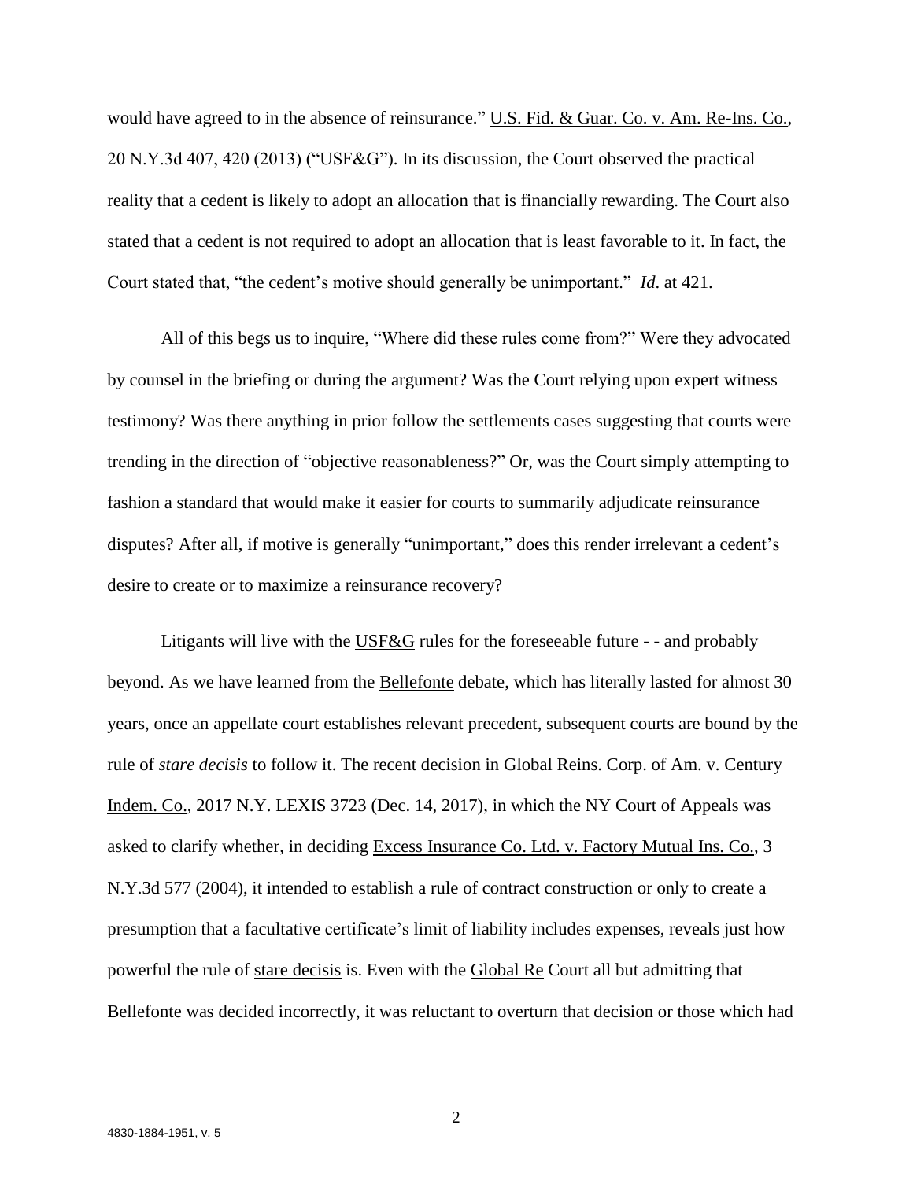would have agreed to in the absence of reinsurance." U.S. Fid. & Guar. Co. v. Am. Re-Ins. Co., 20 N.Y.3d 407, 420 (2013) ("USF&G"). In its discussion, the Court observed the practical reality that a cedent is likely to adopt an allocation that is financially rewarding. The Court also stated that a cedent is not required to adopt an allocation that is least favorable to it. In fact, the Court stated that, "the cedent's motive should generally be unimportant." *Id*. at 421.

All of this begs us to inquire, "Where did these rules come from?" Were they advocated by counsel in the briefing or during the argument? Was the Court relying upon expert witness testimony? Was there anything in prior follow the settlements cases suggesting that courts were trending in the direction of "objective reasonableness?" Or, was the Court simply attempting to fashion a standard that would make it easier for courts to summarily adjudicate reinsurance disputes? After all, if motive is generally "unimportant," does this render irrelevant a cedent's desire to create or to maximize a reinsurance recovery?

Litigants will live with the USF&G rules for the foreseeable future - - and probably beyond. As we have learned from the Bellefonte debate, which has literally lasted for almost 30 years, once an appellate court establishes relevant precedent, subsequent courts are bound by the rule of *stare decisis* to follow it. The recent decision in Global Reins. Corp. of Am. v. Century Indem. Co., 2017 N.Y. LEXIS 3723 (Dec. 14, 2017), in which the NY Court of Appeals was asked to clarify whether, in deciding Excess Insurance Co. Ltd. v. Factory Mutual Ins. Co., 3 N.Y.3d 577 (2004), it intended to establish a rule of contract construction or only to create a presumption that a facultative certificate's limit of liability includes expenses, reveals just how powerful the rule of stare decisis is. Even with the Global Re Court all but admitting that Bellefonte was decided incorrectly, it was reluctant to overturn that decision or those which had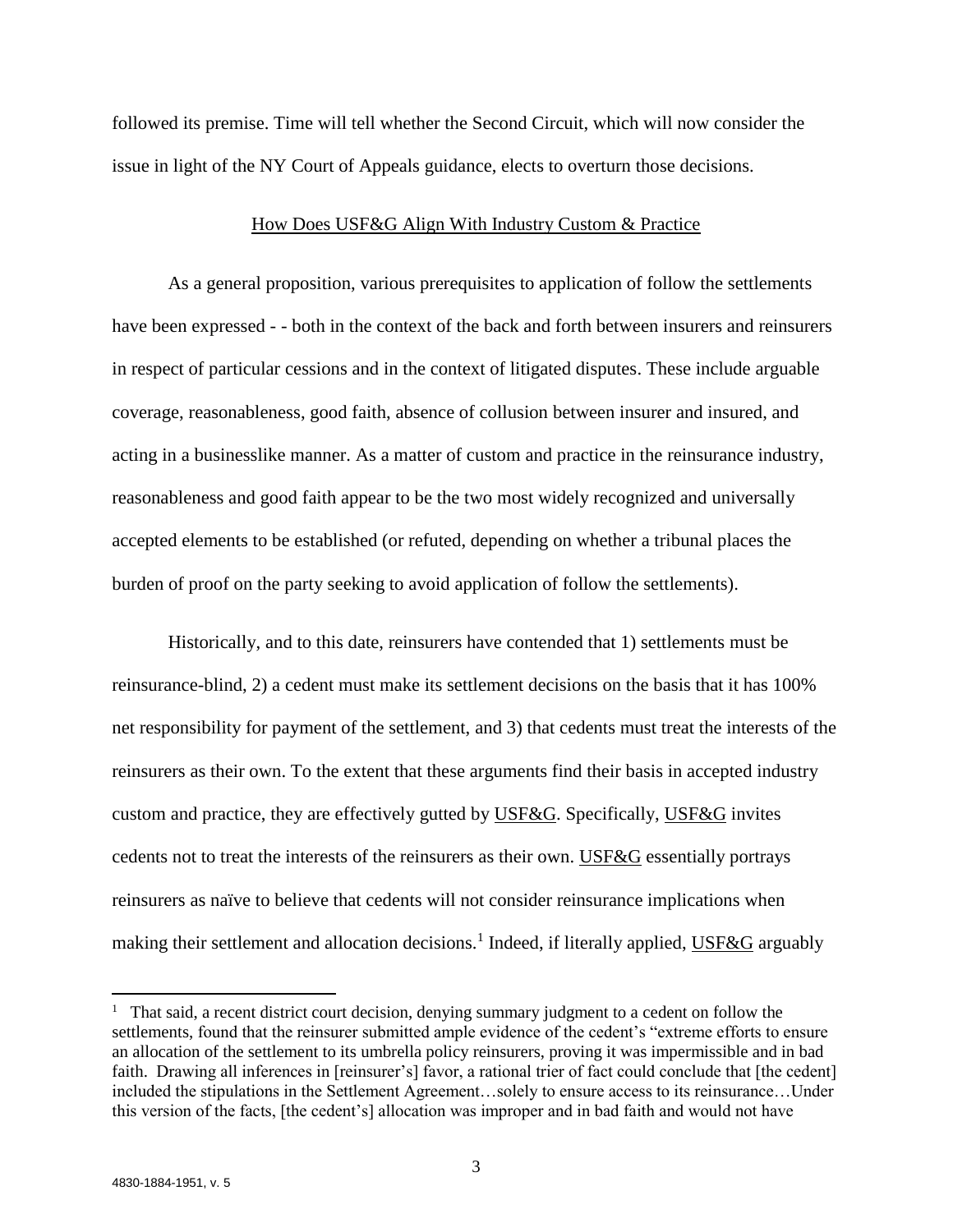followed its premise. Time will tell whether the Second Circuit, which will now consider the issue in light of the NY Court of Appeals guidance, elects to overturn those decisions.

## How Does USF&G Align With Industry Custom & Practice

As a general proposition, various prerequisites to application of follow the settlements have been expressed - - both in the context of the back and forth between insurers and reinsurers in respect of particular cessions and in the context of litigated disputes. These include arguable coverage, reasonableness, good faith, absence of collusion between insurer and insured, and acting in a businesslike manner. As a matter of custom and practice in the reinsurance industry, reasonableness and good faith appear to be the two most widely recognized and universally accepted elements to be established (or refuted, depending on whether a tribunal places the burden of proof on the party seeking to avoid application of follow the settlements).

Historically, and to this date, reinsurers have contended that 1) settlements must be reinsurance-blind, 2) a cedent must make its settlement decisions on the basis that it has 100% net responsibility for payment of the settlement, and 3) that cedents must treat the interests of the reinsurers as their own. To the extent that these arguments find their basis in accepted industry custom and practice, they are effectively gutted by USF&G. Specifically, USF&G invites cedents not to treat the interests of the reinsurers as their own. USF&G essentially portrays reinsurers as naïve to believe that cedents will not consider reinsurance implications when making their settlement and allocation decisions.[1] Indeed, if literally applied, USF&G arguably

[1] That said, a recent district court decision, denying summary judgment to a cedent on follow the settlements, found that the reinsurer submitted ample evidence of the cedent's "extreme efforts to ensure an allocation of the settlement to its umbrella policy reinsurers, proving it was impermissible and in bad faith. Drawing all inferences in [reinsurer's] favor, a rational trier of fact could conclude that [the cedent] included the stipulations in the Settlement Agreement…solely to ensure access to its reinsurance…Under this version of the facts, [the cedent's] allocation was improper and in bad faith and would not have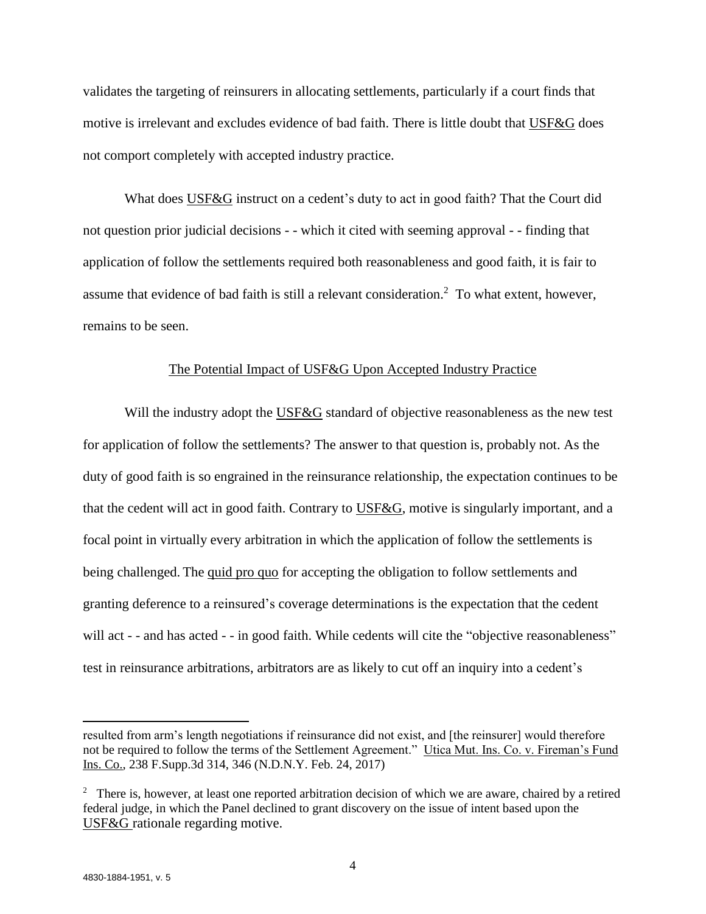validates the targeting of reinsurers in allocating settlements, particularly if a court finds that motive is irrelevant and excludes evidence of bad faith. There is little doubt that USF&G does not comport completely with accepted industry practice.

What does USF&G instruct on a cedent's duty to act in good faith? That the Court did not question prior judicial decisions - - which it cited with seeming approval - - finding that application of follow the settlements required both reasonableness and good faith, it is fair to assume that evidence of bad faith is still a relevant consideration.[2] To what extent, however, remains to be seen.

## The Potential Impact of USF&G Upon Accepted Industry Practice

Will the industry adopt the USF&G standard of objective reasonableness as the new test for application of follow the settlements? The answer to that question is, probably not. As the duty of good faith is so engrained in the reinsurance relationship, the expectation continues to be that the cedent will act in good faith. Contrary to USF&G, motive is singularly important, and a focal point in virtually every arbitration in which the application of follow the settlements is being challenged. The *quid pro quo* for accepting the obligation to follow settlements and granting deference to a reinsured's coverage determinations is the expectation that the cedent will act - - and has acted - - in good faith. While cedents will cite the "objective reasonableness" test in reinsurance arbitrations, arbitrators are as likely to cut off an inquiry into a cedent's

---

resulted from arm's length negotiations if reinsurance did not exist, and [the reinsurer] would therefore not be required to follow the terms of the Settlement Agreement." Utica Mut. Ins. Co. v. Fireman's Fund Ins. Co., 238 F.Supp.3d 314, 346 (N.D.N.Y. Feb. 24, 2017)

[2] There is, however, at least one reported arbitration decision of which we are aware, chaired by a retired federal judge, in which the Panel declined to grant discovery on the issue of intent based upon the USF&G rationale regarding motive.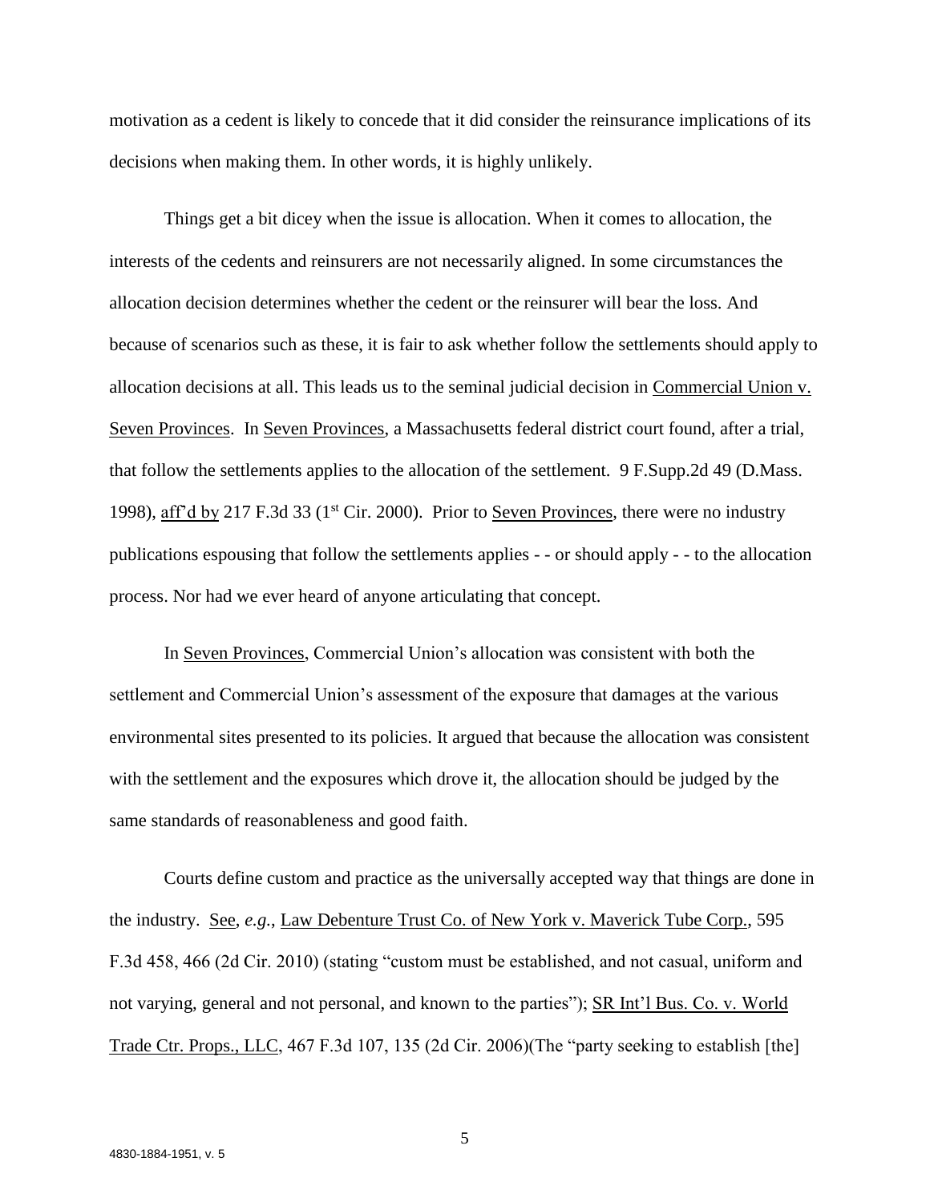motivation as a cedent is likely to concede that it did consider the reinsurance implications of its decisions when making them. In other words, it is highly unlikely.

Things get a bit dicey when the issue is allocation. When it comes to allocation, the interests of the cedents and reinsurers are not necessarily aligned. In some circumstances the allocation decision determines whether the cedent or the reinsurer will bear the loss. And because of scenarios such as these, it is fair to ask whether follow the settlements should apply to allocation decisions at all. This leads us to the seminal judicial decision in Commercial Union v. Seven Provinces. In Seven Provinces, a Massachusetts federal district court found, after a trial, that follow the settlements applies to the allocation of the settlement. 9 F.Supp.2d 49 (D.Mass. 1998), aff'd by 217 F.3d 33 (1st Cir. 2000). Prior to Seven Provinces, there were no industry publications espousing that follow the settlements applies - - or should apply - - to the allocation process. Nor had we ever heard of anyone articulating that concept.

In Seven Provinces, Commercial Union's allocation was consistent with both the settlement and Commercial Union's assessment of the exposure that damages at the various environmental sites presented to its policies. It argued that because the allocation was consistent with the settlement and the exposures which drove it, the allocation should be judged by the same standards of reasonableness and good faith.

Courts define custom and practice as the universally accepted way that things are done in the industry. See, *e.g.*, Law Debenture Trust Co. of New York v. Maverick Tube Corp., 595 F.3d 458, 466 (2d Cir. 2010) (stating "custom must be established, and not casual, uniform and not varying, general and not personal, and known to the parties"); SR Int'l Bus. Co. v. World Trade Ctr. Props., LLC, 467 F.3d 107, 135 (2d Cir. 2006)(The "party seeking to establish [the]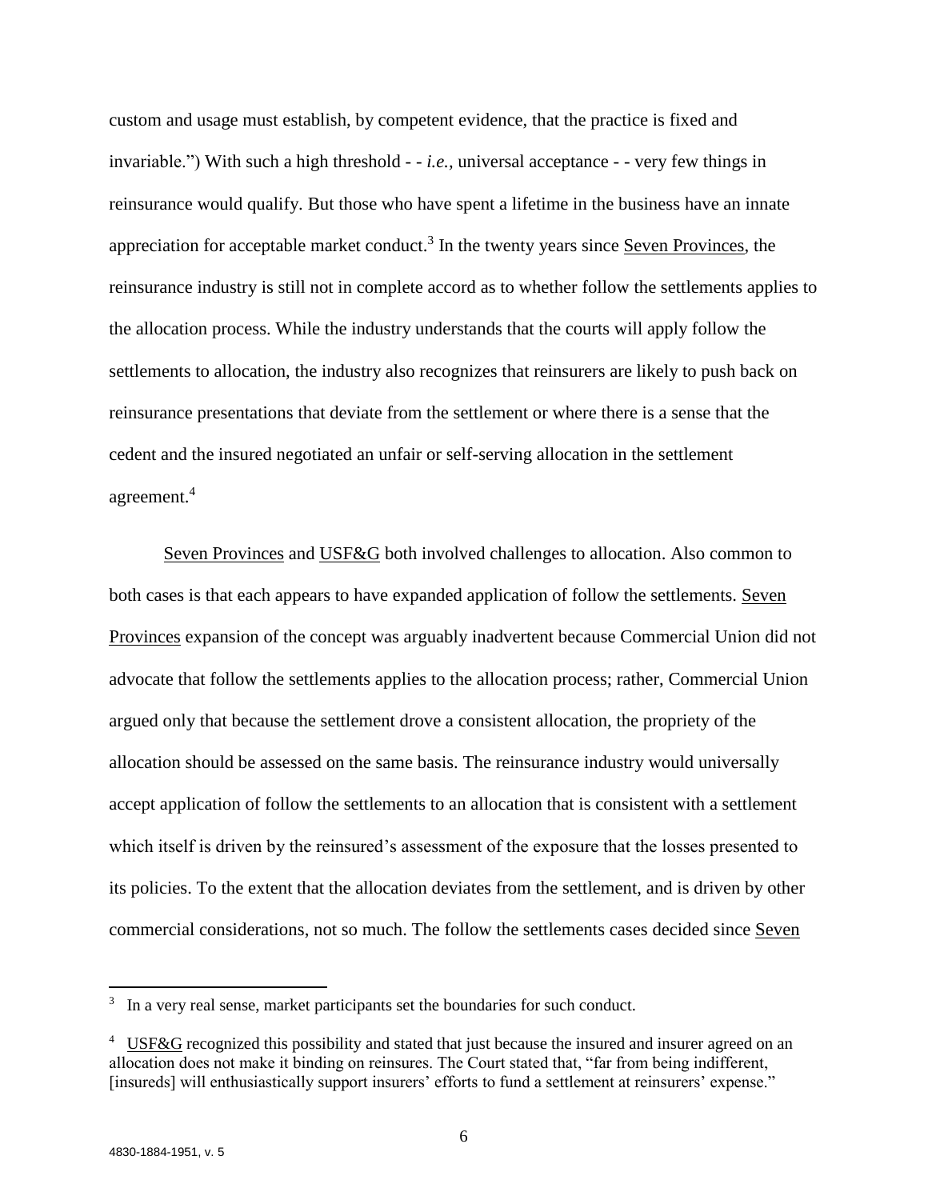custom and usage must establish, by competent evidence, that the practice is fixed and invariable.") With such a high threshold - - *i.e.*, universal acceptance - - very few things in reinsurance would qualify. But those who have spent a lifetime in the business have an innate appreciation for acceptable market conduct.[3] In the twenty years since Seven Provinces, the reinsurance industry is still not in complete accord as to whether follow the settlements applies to the allocation process. While the industry understands that the courts will apply follow the settlements to allocation, the industry also recognizes that reinsurers are likely to push back on reinsurance presentations that deviate from the settlement or where there is a sense that the cedent and the insured negotiated an unfair or self-serving allocation in the settlement agreement.[4]

Seven Provinces and USF&G both involved challenges to allocation. Also common to both cases is that each appears to have expanded application of follow the settlements. Seven Provinces expansion of the concept was arguably inadvertent because Commercial Union did not advocate that follow the settlements applies to the allocation process; rather, Commercial Union argued only that because the settlement drove a consistent allocation, the propriety of the allocation should be assessed on the same basis. The reinsurance industry would universally accept application of follow the settlements to an allocation that is consistent with a settlement which itself is driven by the reinsured's assessment of the exposure that the losses presented to its policies. To the extent that the allocation deviates from the settlement, and is driven by other commercial considerations, not so much. The follow the settlements cases decided since Seven

---

[3] In a very real sense, market participants set the boundaries for such conduct.

[4] USF&G recognized this possibility and stated that just because the insured and insurer agreed on an allocation does not make it binding on reinsures. The Court stated that, "far from being indifferent, [insureds] will enthusiastically support insurers' efforts to fund a settlement at reinsurers' expense."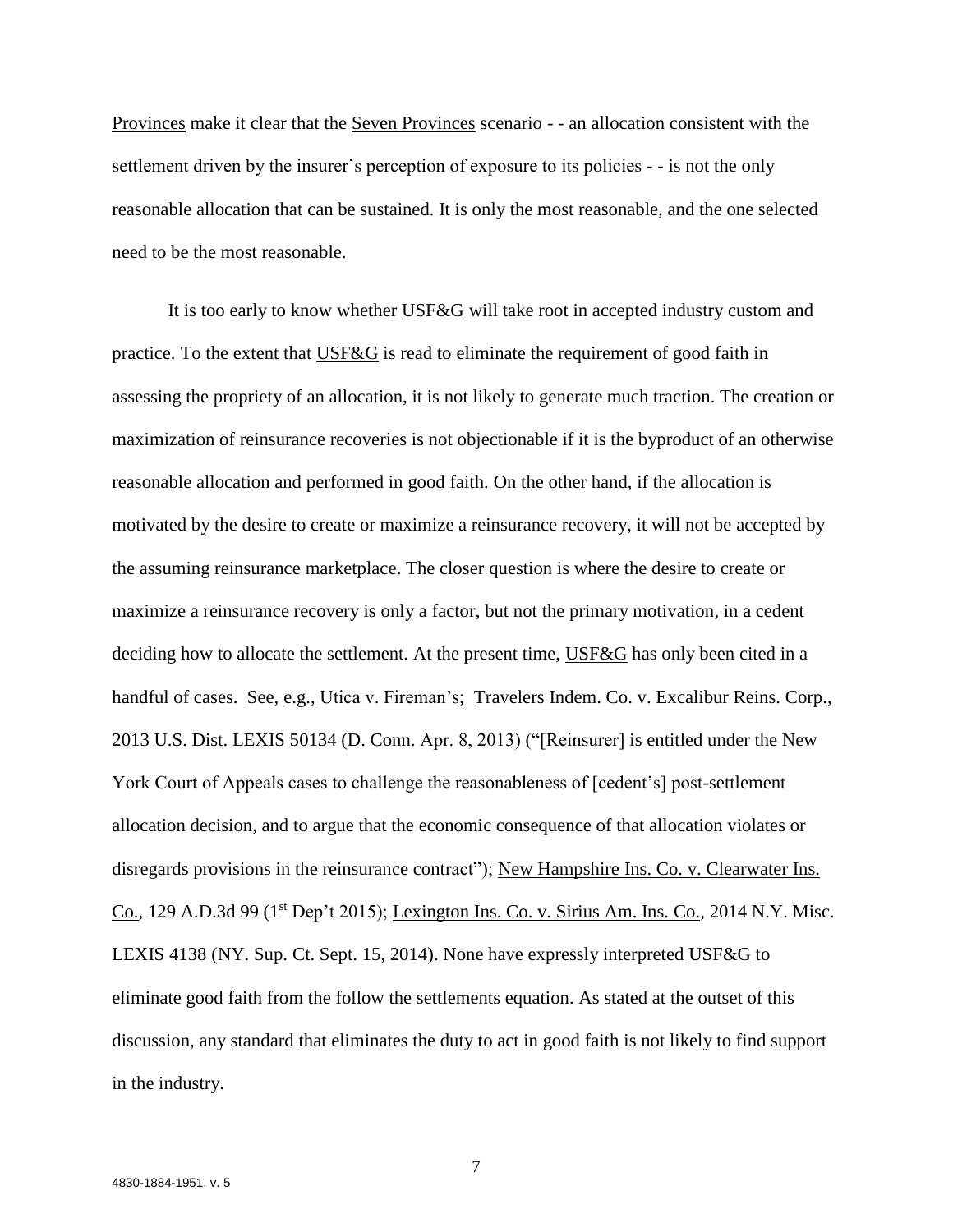Provinces make it clear that the Seven Provinces scenario - - an allocation consistent with the settlement driven by the insurer's perception of exposure to its policies - - is not the only reasonable allocation that can be sustained. It is only the most reasonable, and the one selected need to be the most reasonable.

It is too early to know whether USF&G will take root in accepted industry custom and practice. To the extent that USF&G is read to eliminate the requirement of good faith in assessing the propriety of an allocation, it is not likely to generate much traction. The creation or maximization of reinsurance recoveries is not objectionable if it is the byproduct of an otherwise reasonable allocation and performed in good faith. On the other hand, if the allocation is motivated by the desire to create or maximize a reinsurance recovery, it will not be accepted by the assuming reinsurance marketplace. The closer question is where the desire to create or maximize a reinsurance recovery is only a factor, but not the primary motivation, in a cedent deciding how to allocate the settlement. At the present time, USF&G has only been cited in a handful of cases. See, e.g., Utica v. Fireman's; Travelers Indem. Co. v. Excalibur Reins. Corp., 2013 U.S. Dist. LEXIS 50134 (D. Conn. Apr. 8, 2013) ("[Reinsurer] is entitled under the New York Court of Appeals cases to challenge the reasonableness of [cedent's] post-settlement allocation decision, and to argue that the economic consequence of that allocation violates or disregards provisions in the reinsurance contract"); New Hampshire Ins. Co. v. Clearwater Ins. Co., 129 A.D.3d 99 (1st Dep't 2015); Lexington Ins. Co. v. Sirius Am. Ins. Co., 2014 N.Y. Misc. LEXIS 4138 (NY. Sup. Ct. Sept. 15, 2014). None have expressly interpreted USF&G to eliminate good faith from the follow the settlements equation. As stated at the outset of this discussion, any standard that eliminates the duty to act in good faith is not likely to find support in the industry.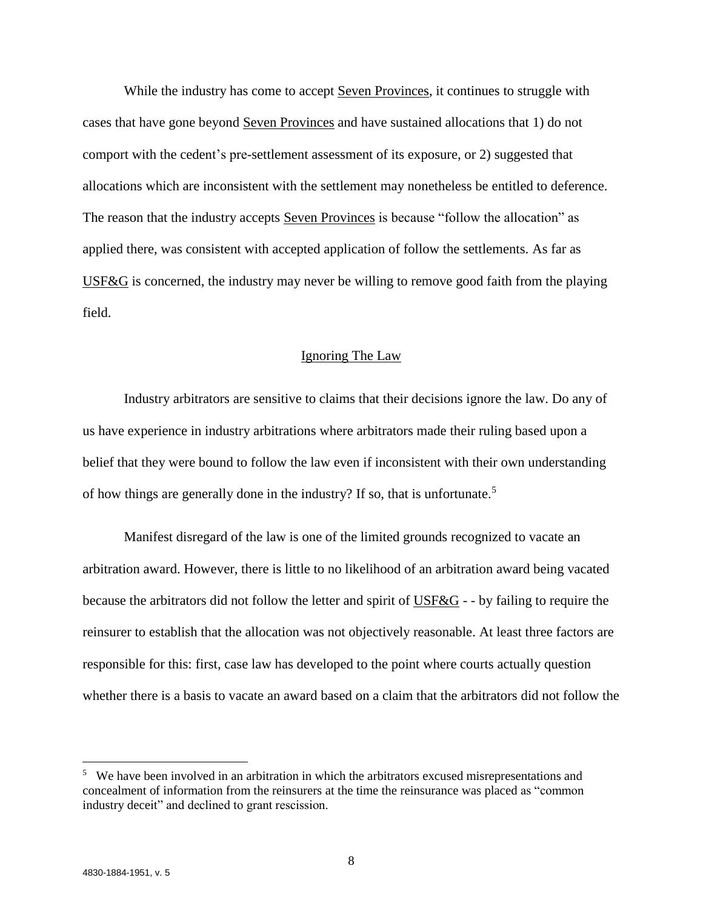While the industry has come to accept Seven Provinces, it continues to struggle with cases that have gone beyond Seven Provinces and have sustained allocations that 1) do not comport with the cedent's pre-settlement assessment of its exposure, or 2) suggested that allocations which are inconsistent with the settlement may nonetheless be entitled to deference. The reason that the industry accepts Seven Provinces is because "follow the allocation" as applied there, was consistent with accepted application of follow the settlements. As far as USF&G is concerned, the industry may never be willing to remove good faith from the playing field.

## Ignoring The Law

Industry arbitrators are sensitive to claims that their decisions ignore the law. Do any of us have experience in industry arbitrations where arbitrators made their ruling based upon a belief that they were bound to follow the law even if inconsistent with their own understanding of how things are generally done in the industry? If so, that is unfortunate.[5]

Manifest disregard of the law is one of the limited grounds recognized to vacate an arbitration award. However, there is little to no likelihood of an arbitration award being vacated because the arbitrators did not follow the letter and spirit of USF&G - - by failing to require the reinsurer to establish that the allocation was not objectively reasonable. At least three factors are responsible for this: first, case law has developed to the point where courts actually question whether there is a basis to vacate an award based on a claim that the arbitrators did not follow the

---

[5] We have been involved in an arbitration in which the arbitrators excused misrepresentations and concealment of information from the reinsurers at the time the reinsurance was placed as "common industry deceit" and declined to grant rescission.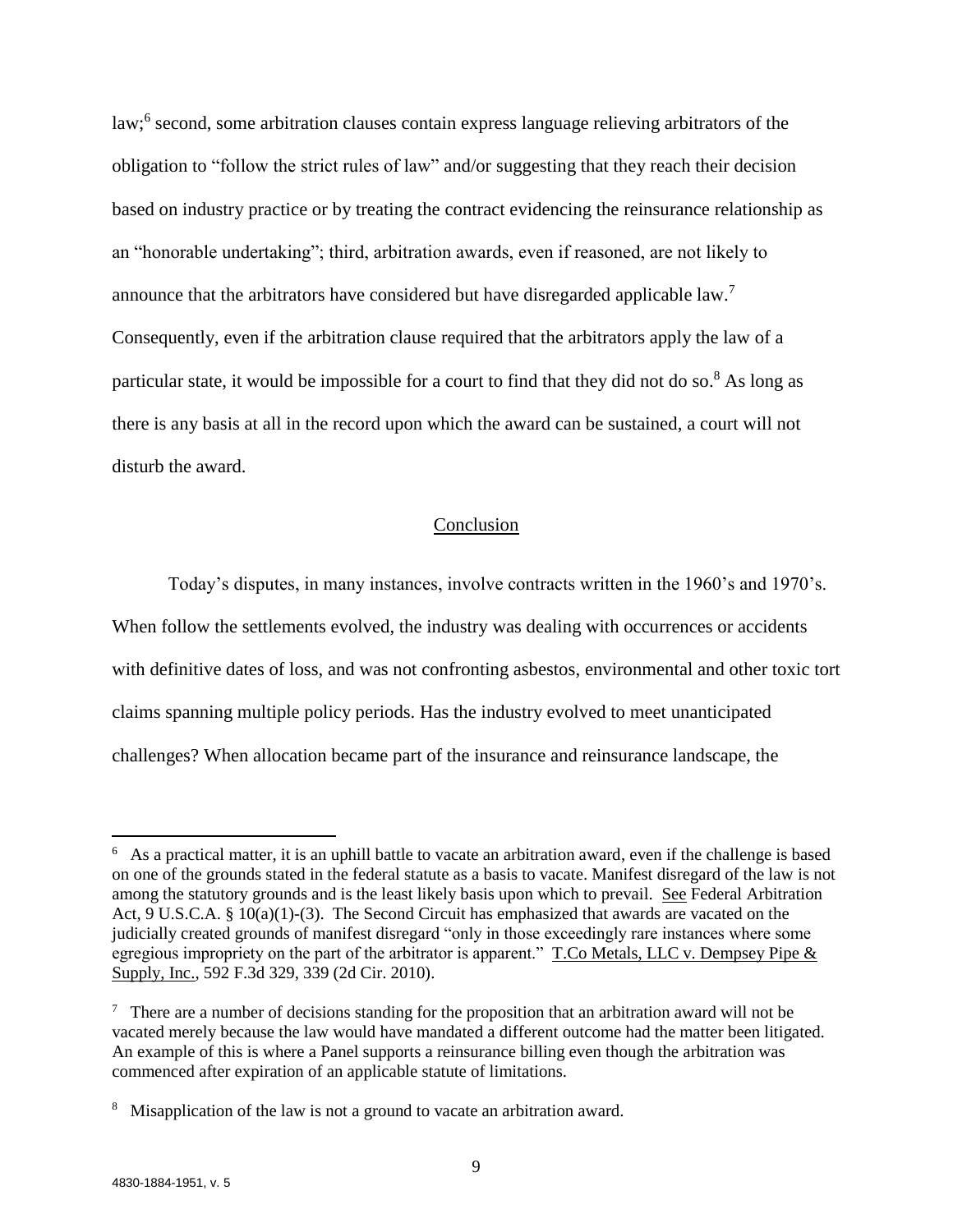law;[6] second, some arbitration clauses contain express language relieving arbitrators of the obligation to "follow the strict rules of law" and/or suggesting that they reach their decision based on industry practice or by treating the contract evidencing the reinsurance relationship as an "honorable undertaking"; third, arbitration awards, even if reasoned, are not likely to announce that the arbitrators have considered but have disregarded applicable law.[7] Consequently, even if the arbitration clause required that the arbitrators apply the law of a particular state, it would be impossible for a court to find that they did not do so.[8] As long as there is any basis at all in the record upon which the award can be sustained, a court will not disturb the award.

## Conclusion

Today's disputes, in many instances, involve contracts written in the 1960's and 1970's. When follow the settlements evolved, the industry was dealing with occurrences or accidents with definitive dates of loss, and was not confronting asbestos, environmental and other toxic tort claims spanning multiple policy periods. Has the industry evolved to meet unanticipated challenges? When allocation became part of the insurance and reinsurance landscape, the

---

[6] As a practical matter, it is an uphill battle to vacate an arbitration award, even if the challenge is based on one of the grounds stated in the federal statute as a basis to vacate. Manifest disregard of the law is not among the statutory grounds and is the least likely basis upon which to prevail. See Federal Arbitration Act, 9 U.S.C.A. § 10(a)(1)-(3). The Second Circuit has emphasized that awards are vacated on the judicially created grounds of manifest disregard "only in those exceedingly rare instances where some egregious impropriety on the part of the arbitrator is apparent." T.Co Metals, LLC v. Dempsey Pipe & Supply, Inc., 592 F.3d 329, 339 (2d Cir. 2010).

[7] There are a number of decisions standing for the proposition that an arbitration award will not be vacated merely because the law would have mandated a different outcome had the matter been litigated. An example of this is where a Panel supports a reinsurance billing even though the arbitration was commenced after expiration of an applicable statute of limitations.

[8] Misapplication of the law is not a ground to vacate an arbitration award.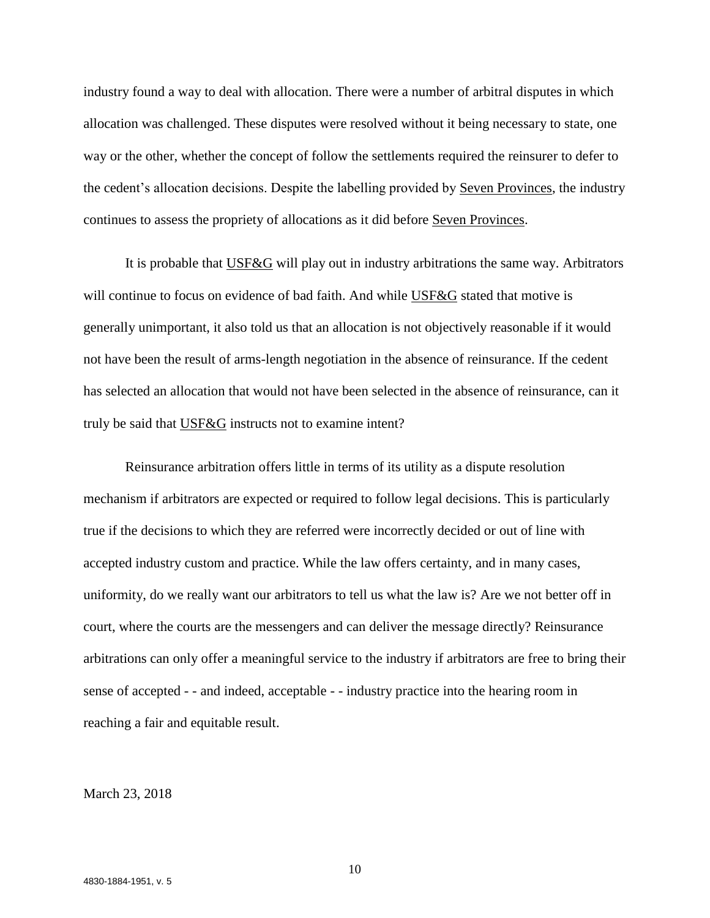industry found a way to deal with allocation. There were a number of arbitral disputes in which allocation was challenged. These disputes were resolved without it being necessary to state, one way or the other, whether the concept of follow the settlements required the reinsurer to defer to the cedent's allocation decisions. Despite the labelling provided by Seven Provinces, the industry continues to assess the propriety of allocations as it did before Seven Provinces.

It is probable that USF&G will play out in industry arbitrations the same way. Arbitrators will continue to focus on evidence of bad faith. And while USF&G stated that motive is generally unimportant, it also told us that an allocation is not objectively reasonable if it would not have been the result of arms-length negotiation in the absence of reinsurance. If the cedent has selected an allocation that would not have been selected in the absence of reinsurance, can it truly be said that USF&G instructs not to examine intent?

Reinsurance arbitration offers little in terms of its utility as a dispute resolution mechanism if arbitrators are expected or required to follow legal decisions. This is particularly true if the decisions to which they are referred were incorrectly decided or out of line with accepted industry custom and practice. While the law offers certainty, and in many cases, uniformity, do we really want our arbitrators to tell us what the law is? Are we not better off in court, where the courts are the messengers and can deliver the message directly? Reinsurance arbitrations can only offer a meaningful service to the industry if arbitrators are free to bring their sense of accepted - - and indeed, acceptable - - industry practice into the hearing room in reaching a fair and equitable result.

March 23, 2018

4830-1884-1951, v. 5